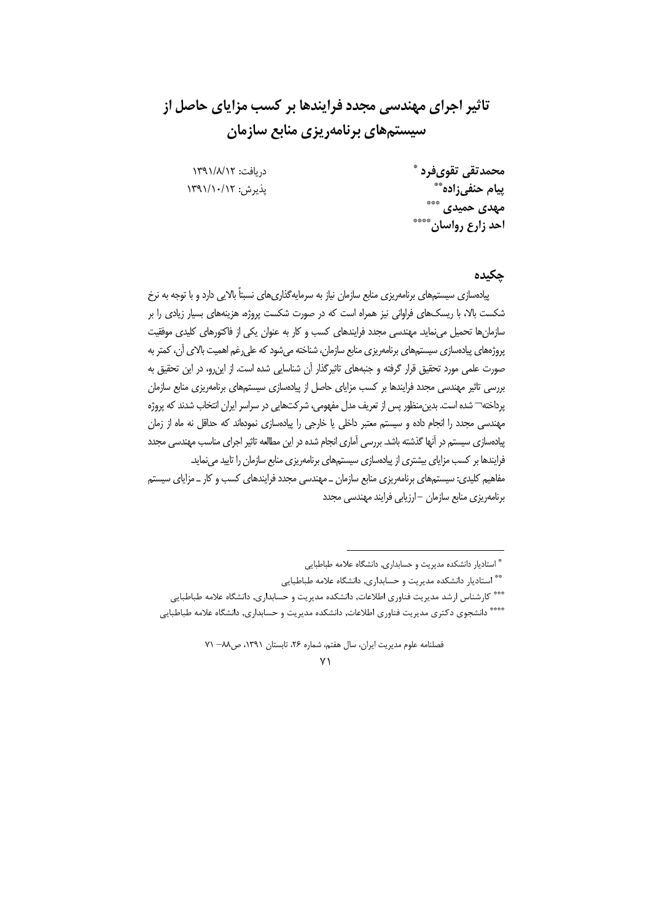# تاثیر اجرای مهندسی مجدد فرایندها بر کسب مزایای حاصل از سیستم‌های برنامه‌ریزی منابع سازمان

**محمدتقی تقوی‌فرد** [*]
**پیام حنفی‌زاده** [**]
**مهدی حمیدی** [***]
**احد زارع رواسان** [****]

دریافت: ۱۳۹۱/۸/۱۲
پذیرش: ۱۳۹۱/۱۰/۱۲

## چکیده

پیاده‌سازی سیستم‌های برنامه‌ریزی منابع سازمان نیاز به سرمایه‌گذاری‌های نسبتاً بالایی دارد و با توجه به نرخ شکست بالا، با ریسک‌های فراوانی نیز همراه است که در صورت شکست پروژه، هزینه‌های بسیار زیادی را بر سازمان‌ها تحمیل می‌نماید. مهندسی مجدد فرایندهای کسب و کار به عنوان یکی از فاکتورهای کلیدی موفقیت پروژه‌های پیاده‌سازی سیستم‌های برنامه‌ریزی منابع سازمان، شناخته می‌شود که علی‌رغم اهمیت بالای آن، کمتر به صورت علمی مورد تحقیق قرار گرفته و جنبه‌های تاثیرگذار آن شناسایی شده است. از این‌رو، در این تحقیق به بررسی تاثیر مهندسی مجدد فرایندها بر کسب مزایای حاصل از پیاده‌سازی سیستم‌های برنامه‌ریزی منابع سازمان پرداخته شده است. بدین‌منظور پس از تعریف مدل مفهومی، شرکت‌هایی در سراسر ایران انتخاب شدند که پروژه مهندسی مجدد را انجام داده و سیستم معتبر داخلی یا خارجی را پیاده‌سازی نموده‌اند که حداقل نه ماه از زمان پیاده‌سازی سیستم در آنها گذشته باشد. بررسی آماری انجام شده در این مطالعه تاثیر اجرای مناسب مهندسی مجدد فرایندها بر کسب مزایای بیشتری از پیاده‌سازی سیستم‌های برنامه‌ریزی منابع سازمان را تایید می‌نماید.

مفاهیم کلیدی: سیستم‌های برنامه‌ریزی منابع سازمان ـ مهندسی مجدد فرایندهای کسب و کار ـ مزایای سیستم برنامه‌ریزی منابع سازمان – ارزیابی فرایند مهندسی مجدد

---

[*] استادیار دانشکده مدیریت و حسابداری، دانشگاه علامه طباطبایی

[**] استادیار دانشکده مدیریت و حسابداری، دانشگاه علامه طباطبایی

[***] کارشناس ارشد مدیریت فناوری اطلاعات، دانشکده مدیریت و حسابداری، دانشگاه علامه طباطبایی

[****] دانشجوی دکتری مدیریت فناوری اطلاعات، دانشکده مدیریت و حسابداری، دانشگاه علامه طباطبایی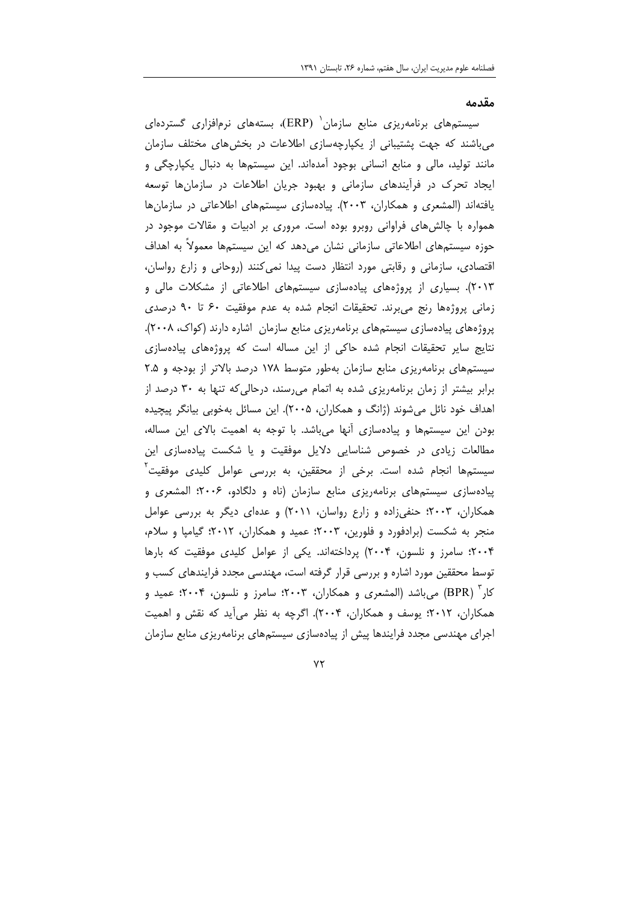## مقدمه

سیستم‌های برنامه‌ریزی منابع سازمان[1] (ERP)، بسته‌های نرم‌افزاری گسترده‌ای می‌باشند که جهت پشتیبانی از یکپارچه‌سازی اطلاعات در بخش‌های مختلف سازمان مانند تولید، مالی و منابع انسانی بوجود آمده‌اند. این سیستم‌ها به دنبال یکپارچگی و ایجاد تحرک در فرآیندهای سازمانی و بهبود جریان اطلاعات در سازمان‌ها توسعه یافته‌اند (المشعری و همکاران، ۲۰۰۳). پیاده‌سازی سیستم‌های اطلاعاتی در سازمان‌ها همواره با چالش‌های فراوانی روبرو بوده است. مروری بر ادبیات و مقالات موجود در حوزه سیستم‌های اطلاعاتی سازمانی نشان می‌دهد که این سیستم‌ها معمولاً به اهداف اقتصادی، سازمانی و رقابتی مورد انتظار دست پیدا نمی‌کنند (روحانی و زارع رواسان، ۲۰۱۳). بسیاری از پروژه‌های پیاده‌سازی سیستم‌های اطلاعاتی از مشکلات مالی و زمانی پروژه‌ها رنج می‌برند. تحقیقات انجام شده به عدم موفقیت ۶۰ تا ۹۰ درصدی پروژه‌های پیاده‌سازی سیستم‌های برنامه‌ریزی منابع سازمان اشاره دارند (کواک، ۲۰۰۸). نتایج سایر تحقیقات انجام شده حاکی از این مساله است که پروژه‌های پیاده‌سازی سیستم‌های برنامه‌ریزی منابع سازمان به‌طور متوسط ۱۷۸ درصد بالاتر از بودجه و ۲.۵ برابر بیشتر از زمان برنامه‌ریزی شده به اتمام می‌رسند، درحالی‌که تنها به ۳۰ درصد از اهداف خود نائل می‌شوند (ژانگ و همکاران، ۲۰۰۵). این مسائل به‌خوبی بیانگر پیچیده بودن این سیستم‌ها و پیاده‌سازی آنها می‌باشد. با توجه به اهمیت بالای این مساله، مطالعات زیادی در خصوص شناسایی دلایل موفقیت و یا شکست پیاده‌سازی این سیستم‌ها انجام شده است. برخی از محققین، به بررسی عوامل کلیدی موفقیت[2] پیاده‌سازی سیستم‌های برنامه‌ریزی منابع سازمان (ناه و دلگادو، ۲۰۰۶؛ المشعری و همکاران، ۲۰۰۳؛ حنفی‌زاده و زارع رواسان، ۲۰۱۱) و عده‌ای دیگر به بررسی عوامل منجر به شکست (برادفورد و فلورین، ۲۰۰۳؛ عمید و همکاران، ۲۰۱۲؛ گیامپا و سلام، ۲۰۰۴؛ سامرز و نلسون، ۲۰۰۴) پرداخته‌اند. یکی از عوامل کلیدی موفقیت که بارها توسط محققین مورد اشاره و بررسی قرار گرفته است، مهندسی مجدد فرایندهای کسب و کار[3] (BPR) می‌باشد (المشعری و همکاران، ۲۰۰۳؛ سامرز و نلسون، ۲۰۰۴؛ عمید و همکاران، ۲۰۱۲؛ یوسف و همکاران، ۲۰۰۴). اگرچه به نظر می‌آید که نقش و اهمیت اجرای مهندسی مجدد فرایندها پیش از پیاده‌سازی سیستم‌های برنامه‌ریزی منابع سازمان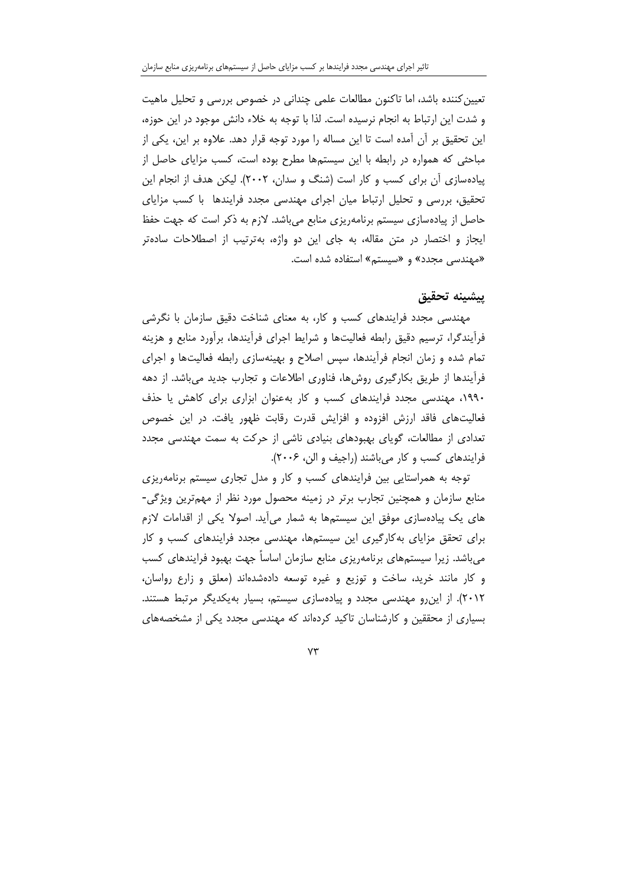تعیین‌کننده باشد، اما تاکنون مطالعات علمی چندانی در خصوص بررسی و تحلیل ماهیت و شدت این ارتباط به انجام نرسیده است. لذا با توجه به خلاء دانش موجود در این حوزه، این تحقیق بر آن آمده است تا این مساله را مورد توجه قرار دهد. علاوه بر این، یکی از مباحثی که همواره در رابطه با این سیستم‌ها مطرح بوده است، کسب مزایای حاصل از پیاده‌سازی آن برای کسب و کار است (شنگ و سدان، ۲۰۰۲). لیکن هدف از انجام این تحقیق، بررسی و تحلیل ارتباط میان اجرای مهندسی مجدد فرایندها با کسب مزایای حاصل از پیاده‌سازی سیستم برنامه‌ریزی منابع می‌باشد. لازم به ذکر است که جهت حفظ ایجاز و اختصار در متن مقاله، به جای این دو واژه، به‌ترتیب از اصطلاحات ساده‌تر «مهندسی مجدد» و «سیستم» استفاده شده است.

## پیشینه تحقیق

مهندسی مجدد فرایندهای کسب و کار، به معنای شناخت دقیق سازمان با نگرشی فرآیندگرا، ترسیم دقیق رابطه فعالیت‌ها و شرایط اجرای فرآیندها، برآورد منابع و هزینه تمام شده و زمان انجام فرآیندها، سپس اصلاح و بهینه‌سازی رابطه فعالیت‌ها و اجرای فرآیندها از طریق بکارگیری روش‌ها، فناوری اطلاعات و تجارب جدید می‌باشد. از دهه ۱۹۹۰، مهندسی مجدد فرایندهای کسب و کار به‌عنوان ابزاری برای کاهش یا حذف فعالیت‌های فاقد ارزش افزوده و افزایش قدرت رقابت ظهور یافت. در این خصوص تعدادی از مطالعات، گویای بهبودهای بنیادی ناشی از حرکت به سمت مهندسی مجدد فرایندهای کسب و کار می‌باشند (راجیف و الن، ۲۰۰۶).

توجه به همراستایی بین فرایندهای کسب و کار و مدل تجاری سیستم برنامه‌ریزی منابع سازمان و همچنین تجارب برتر در زمینه محصول مورد نظر از مهم‌ترین ویژگی‌های یک پیاده‌سازی موفق این سیستم‌ها به شمار می‌آید. اصولا یکی از اقدامات لازم برای تحقق مزایای به‌کارگیری این سیستم‌ها، مهندسی مجدد فرایندهای کسب و کار می‌باشد. زیرا سیستم‌های برنامه‌ریزی منابع سازمان اساساً جهت بهبود فرایندهای کسب و کار مانند خرید، ساخت و توزیع و غیره توسعه داده‌شده‌اند (معلق و زارع رواسان، ۲۰۱۲). از این‌رو مهندسی مجدد و پیاده‌سازی سیستم، بسیار به‌یکدیگر مرتبط هستند. بسیاری از محققین و کارشناسان تاکید کرده‌اند که مهندسی مجدد یکی از مشخصه‌های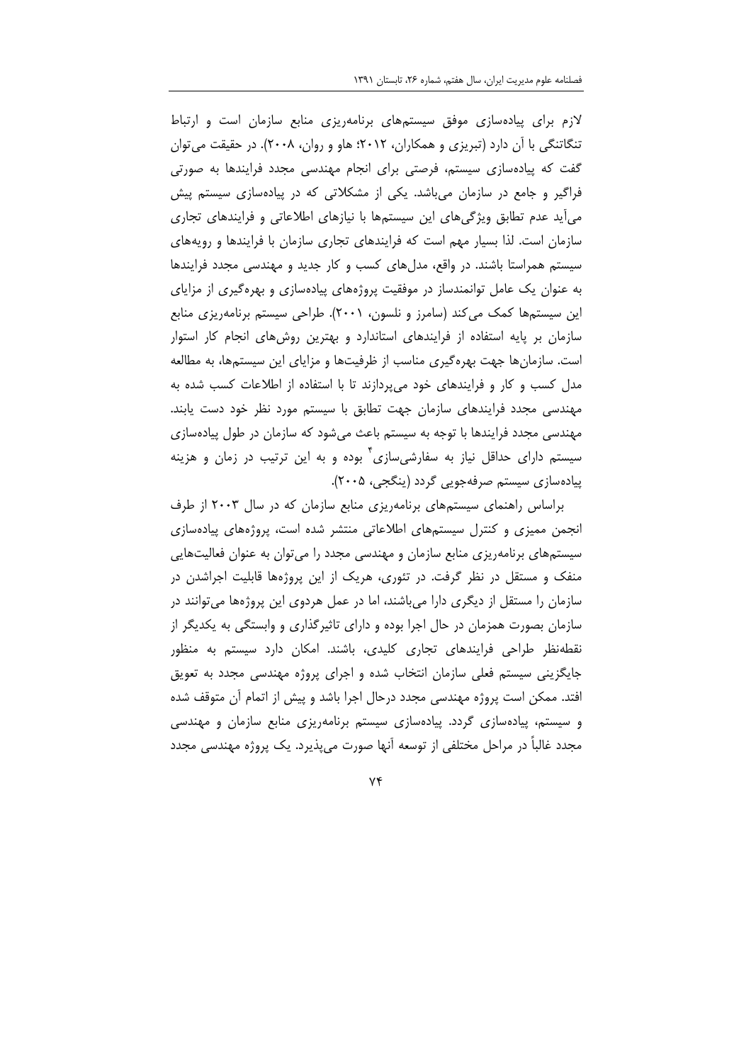لازم برای پیاده‌سازی موفق سیستم‌های برنامه‌ریزی منابع سازمان است و ارتباط تنگاتنگی با آن دارد (تبریزی و همکاران، ۲۰۱۲؛ هاو و روان، ۲۰۰۸). در حقیقت می‌توان گفت که پیاده‌سازی سیستم، فرصتی برای انجام مهندسی مجدد فرایندها به صورتی فراگیر و جامع در سازمان می‌باشد. یکی از مشکلاتی که در پیاده‌سازی سیستم پیش می‌آید عدم تطابق ویژگی‌های این سیستم‌ها با نیازهای اطلاعاتی و فرایندهای تجاری سازمان است. لذا بسیار مهم است که فرایندهای تجاری سازمان با فرایندها و رویه‌های سیستم همراستا باشند. در واقع، مدل‌های کسب و کار جدید و مهندسی مجدد فرایندها به عنوان یک عامل توانمندساز در موفقیت پروژه‌های پیاده‌سازی و بهره‌گیری از مزایای این سیستم‌ها کمک می‌کند (سامرز و نلسون، ۲۰۰۱). طراحی سیستم برنامه‌ریزی منابع سازمان بر پایه استفاده از فرایندهای استاندارد و بهترین روش‌های انجام کار استوار است. سازمان‌ها جهت بهره‌گیری مناسب از ظرفیت‌ها و مزایای این سیستم‌ها، به مطالعه مدل کسب و کار و فرایندهای خود می‌پردازند تا با استفاده از اطلاعات کسب شده به مهندسی مجدد فرایندهای سازمان جهت تطابق با سیستم مورد نظر خود دست یابند. مهندسی مجدد فرایندها با توجه به سیستم باعث می‌شود که سازمان در طول پیاده‌سازی سیستم دارای حداقل نیاز به سفارشی‌سازی[۴] بوده و به این ترتیب در زمان و هزینه پیاده‌سازی سیستم صرفه‌جویی گردد (ینگجی، ۲۰۰۵).

براساس راهنمای سیستم‌های برنامه‌ریزی منابع سازمان که در سال ۲۰۰۳ از طرف انجمن ممیزی و کنترل سیستم‌های اطلاعاتی منتشر شده است، پروژه‌های پیاده‌سازی سیستم‌های برنامه‌ریزی منابع سازمان و مهندسی مجدد را می‌توان به عنوان فعالیت‌هایی منفک و مستقل در نظر گرفت. در تئوری، هریک از این پروژه‌ها قابلیت اجراشدن در سازمان را مستقل از دیگری دارا می‌باشند، اما در عمل هردوی این پروژه‌ها می‌توانند در سازمان بصورت همزمان در حال اجرا بوده و دارای تاثیرگذاری و وابستگی به یکدیگر از نقطه‌نظر طراحی فرایندهای تجاری کلیدی، باشند. امکان دارد سیستم به منظور جایگزینی سیستم فعلی سازمان انتخاب شده و اجرای پروژه مهندسی مجدد به تعویق افتد. ممکن است پروژه مهندسی مجدد درحال اجرا باشد و پیش از اتمام آن متوقف شده و سیستم، پیاده‌سازی گردد. پیاده‌سازی سیستم برنامه‌ریزی منابع سازمان و مهندسی مجدد غالباً در مراحل مختلفی از توسعه آنها صورت می‌پذیرد. یک پروژه مهندسی مجدد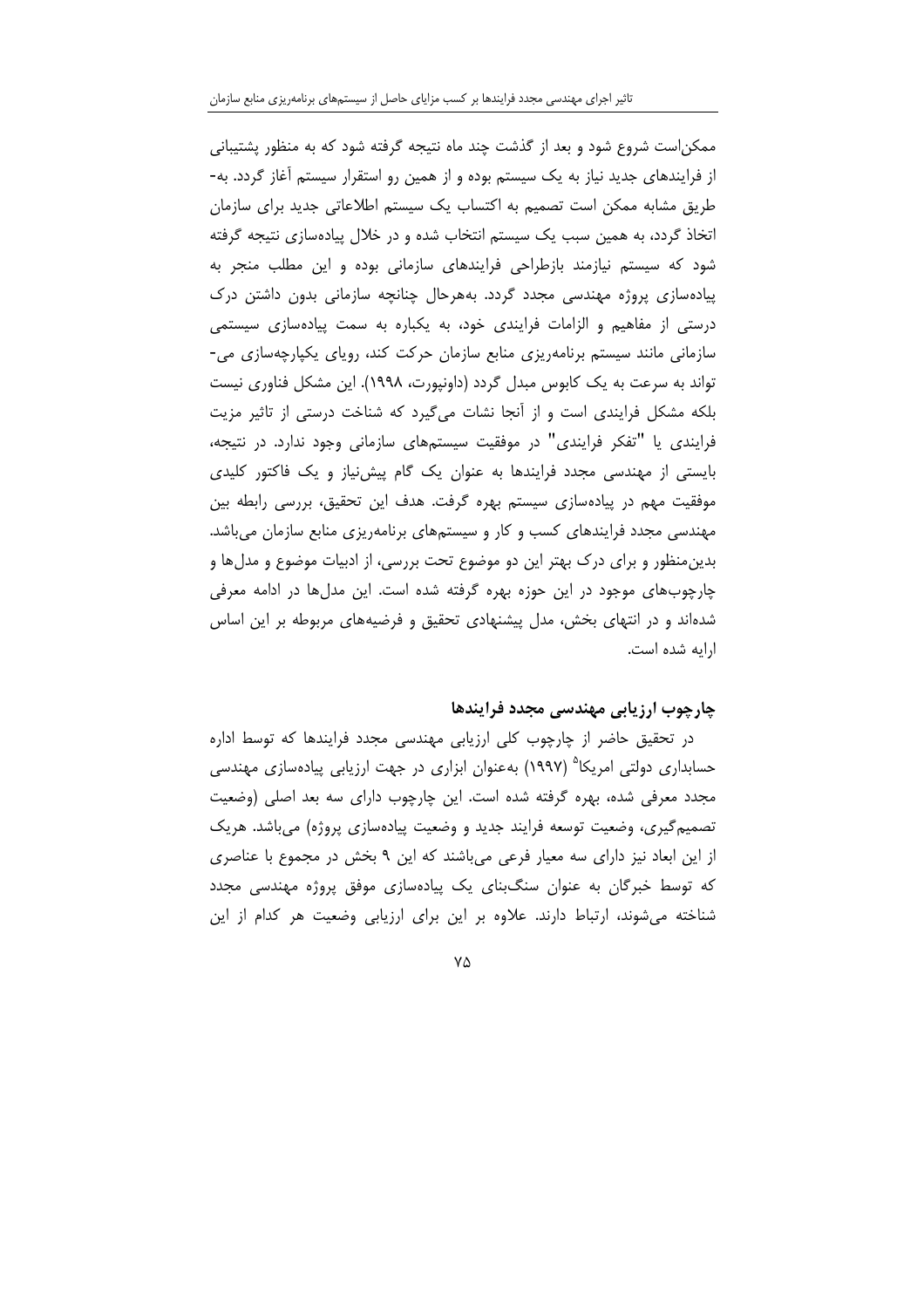ممکن‌است شروع شود و بعد از گذشت چند ماه نتیجه گرفته شود که به منظور پشتیبانی از فرایندهای جدید نیاز به یک سیستم بوده و از همین رو استقرار سیستم آغاز گردد. به‌طریق مشابه ممکن است تصمیم به اکتساب یک سیستم اطلاعاتی جدید برای سازمان اتخاذ گردد، به همین سبب یک سیستم انتخاب شده و در خلال پیاده‌سازی نتیجه گرفته شود که سیستم نیازمند بازطراحی فرایندهای سازمانی بوده و این مطلب منجر به پیاده‌سازی پروژه مهندسی مجدد گردد. به‌هرحال چنانچه سازمانی بدون داشتن درک درستی از مفاهیم و الزامات فرایندی خود، به یکباره به سمت پیاده‌سازی سیستمی سازمانی مانند سیستم برنامه‌ریزی منابع سازمان حرکت کند، رویای یکپارچه‌سازی می‌تواند به سرعت به یک کابوس مبدل گردد (داونپورت، ۱۹۹۸). این مشکل فناوری نیست بلکه مشکل فرایندی است و از آنجا نشات می‌گیرد که شناخت درستی از تاثیر مزیت فرایندی یا "تفکر فرایندی" در موفقیت سیستم‌های سازمانی وجود ندارد. در نتیجه، بایستی از مهندسی مجدد فرایندها به عنوان یک گام پیش‌نیاز و یک فاکتور کلیدی موفقیت مهم در پیاده‌سازی سیستم بهره گرفت. هدف این تحقیق، بررسی رابطه بین مهندسی مجدد فرایندهای کسب و کار و سیستم‌های برنامه‌ریزی منابع سازمان می‌باشد. بدین‌منظور و برای درک بهتر این دو موضوع تحت بررسی، از ادبیات موضوع و مدل‌ها و چارچوب‌های موجود در این حوزه بهره گرفته شده است. این مدل‌ها در ادامه معرفی شده‌اند و در انتهای بخش، مدل پیشنهادی تحقیق و فرضیه‌های مربوطه بر این اساس ارایه شده است.

## چارچوب ارزیابی مهندسی مجدد فرایندها

در تحقیق حاضر از چارچوب کلی ارزیابی مهندسی مجدد فرایندها که توسط اداره حسابداری دولتی امریکا[۵] (۱۹۹۷) به‌عنوان ابزاری در جهت ارزیابی پیاده‌سازی مهندسی مجدد معرفی شده، بهره گرفته شده است. این چارچوب دارای سه بعد اصلی (وضعیت تصمیم‌گیری، وضعیت توسعه فرایند جدید و وضعیت پیاده‌سازی پروژه) می‌باشد. هریک از این ابعاد نیز دارای سه معیار فرعی می‌باشند که این ۹ بخش در مجموع با عناصری که توسط خبرگان به عنوان سنگ‌بنای یک پیاده‌سازی موفق پروژه مهندسی مجدد شناخته می‌شوند، ارتباط دارند. علاوه بر این برای ارزیابی وضعیت هر کدام از این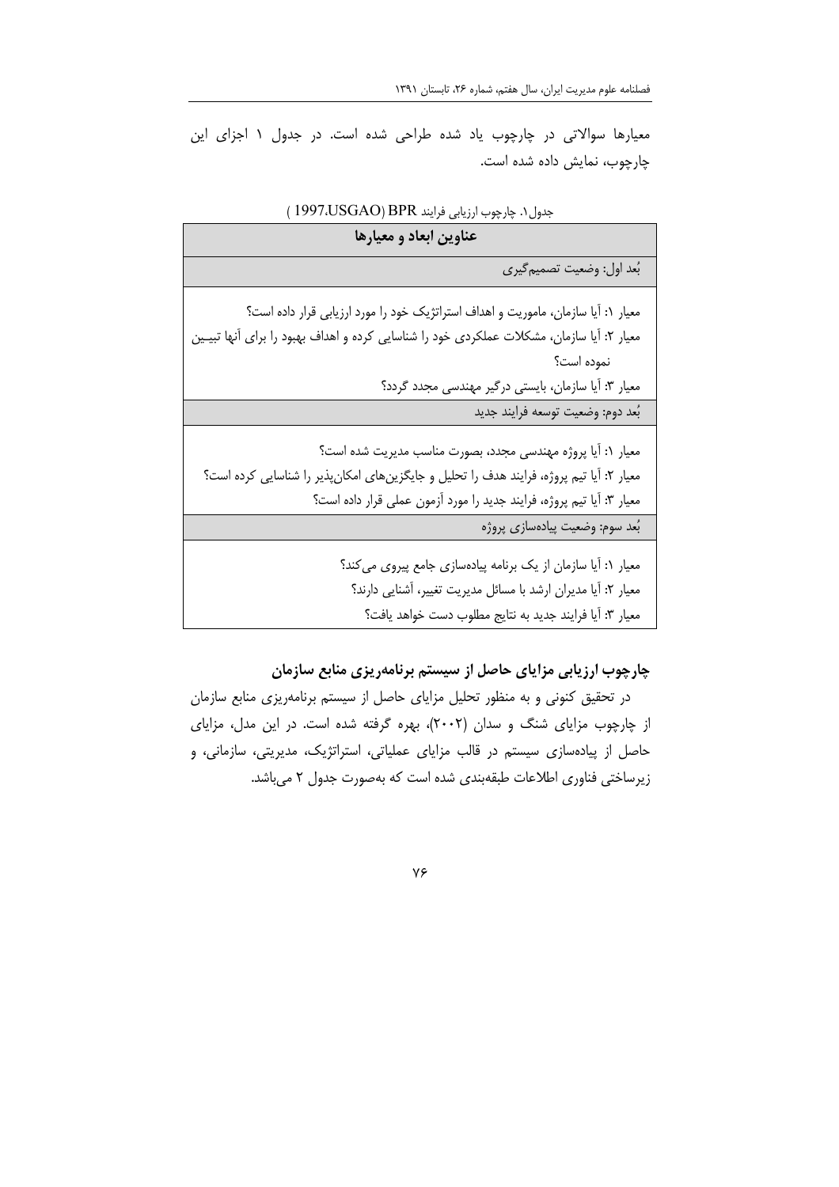معیارها سوالاتی در چارچوب یاد شده طراحی شده است. در جدول ۱ اجزای این چارچوب، نمایش داده شده است.

جدول۱. چارچوب ارزیابی فرایند BPR (USGAO، 1997)

| عناوین ابعاد و معیارها |
|---|
| بُعد اول: وضعیت تصمیم‌گیری |
| معیار ۱: آیا سازمان، ماموریت و اهداف استراتژیک خود را مورد ارزیابی قرار داده است؟<br>معیار ۲: آیا سازمان، مشکلات عملکردی خود را شناسایی کرده و اهداف بهبود را برای آنها تبیین نموده است؟<br>معیار ۳: آیا سازمان، بایستی درگیر مهندسی مجدد گردد؟ |
| بُعد دوم: وضعیت توسعه فرایند جدید |
| معیار ۱: آیا پروژه مهندسی مجدد، بصورت مناسب مدیریت شده است؟<br>معیار ۲: آیا تیم پروژه، فرایند هدف را تحلیل و جایگزین‌های امکان‌پذیر را شناسایی کرده است؟<br>معیار ۳: آیا تیم پروژه، فرایند جدید را مورد آزمون عملی قرار داده است؟ |
| بُعد سوم: وضعیت پیاده‌سازی پروژه |
| معیار ۱: آیا سازمان از یک برنامه پیاده‌سازی جامع پیروی می‌کند؟<br>معیار ۲: آیا مدیران ارشد با مسائل مدیریت تغییر، آشنایی دارند؟<br>معیار ۳: آیا فرایند جدید به نتایج مطلوب دست خواهد یافت؟ |

## چارچوب ارزیابی مزایای حاصل از سیستم برنامه‌ریزی منابع سازمان

در تحقیق کنونی و به منظور تحلیل مزایای حاصل از سیستم برنامه‌ریزی منابع سازمان از چارچوب مزایای شنگ و سدان (۲۰۰۲)، بهره گرفته شده است. در این مدل، مزایای حاصل از پیاده‌سازی سیستم در قالب مزایای عملیاتی، استراتژیک، مدیریتی، سازمانی، و زیرساختی فناوری اطلاعات طبقه‌بندی شده است که به‌صورت جدول ۲ می‌باشد.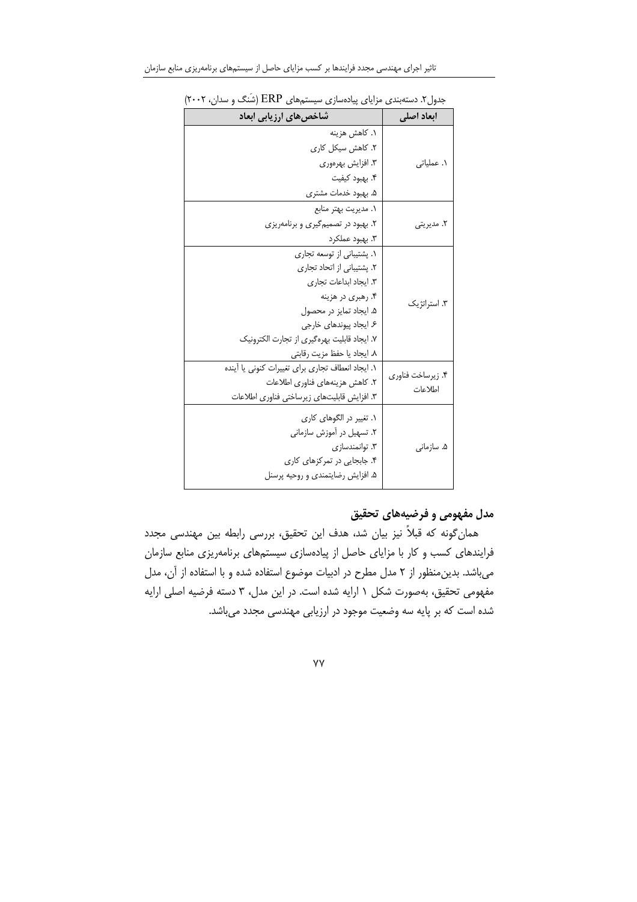جدول۲. دسته‌بندی مزایای پیاده‌سازی سیستم‌های ERP (شَنگ و سدان، ۲۰۰۲)

| ابعاد اصلی | شاخص‌های ارزیابی ابعاد |
| --- | --- |
| ۱. عملیاتی | ۱. کاهش هزینه<br>۲. کاهش سیکل کاری<br>۳. افزایش بهره‌وری<br>۴. بهبود کیفیت<br>۵. بهبود خدمات مشتری |
| ۲. مدیریتی | ۱. مدیریت بهتر منابع<br>۲. بهبود در تصمیم‌گیری و برنامه‌ریزی<br>۳. بهبود عملکرد |
| ۳. استراتژیک | ۱. پشتیبانی از توسعه تجاری<br>۲. پشتیبانی از اتحاد تجاری<br>۳. ایجاد ابداعات تجاری<br>۴. رهبری در هزینه<br>۵. ایجاد تمایز در محصول<br>۶. ایجاد پیوندهای خارجی<br>۷. ایجاد قابلیت بهره‌گیری از تجارت الکترونیک<br>۸. ایجاد یا حفظ مزیت رقابتی |
| ۴. زیرساخت فناوری اطلاعات | ۱. ایجاد انعطاف تجاری برای تغییرات کنونی یا آینده<br>۲. کاهش هزینه‌های فناوری اطلاعات<br>۳. افزایش قابلیت‌های زیرساختی فناوری اطلاعات |
| ۵. سازمانی | ۱. تغییر در الگوهای کاری<br>۲. تسهیل در آموزش سازمانی<br>۳. توانمندسازی<br>۴. جابجایی در تمرکزهای کاری<br>۵. افزایش رضایتمندی و روحیه پرسنل |

## مدل مفهومی و فرضیه‌های تحقیق

همان‌گونه که قبلاً نیز بیان شد، هدف این تحقیق، بررسی رابطه بین مهندسی مجدد فرایندهای کسب و کار با مزایای حاصل از پیاده‌سازی سیستم‌های برنامه‌ریزی منابع سازمان می‌باشد. بدین‌منظور از ۲ مدل مطرح در ادبیات موضوع استفاده شده و با استفاده از آن، مدل مفهومی تحقیق، به‌صورت شکل ۱ ارایه شده است. در این مدل، ۳ دسته فرضیه اصلی ارایه شده است که بر پایه سه وضعیت موجود در ارزیابی مهندسی مجدد می‌باشد.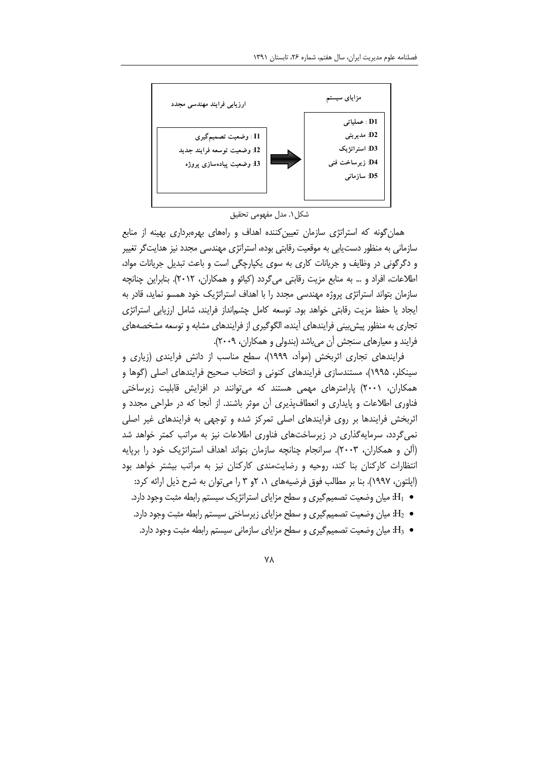| ارزیابی فرایند مهندسی مجدد | | مزایای سیستم |
| --- | --- | --- |
| I1 : وضعیت تصمیم‌گیری | → | D1 : عملیاتی |
| I2: وضعیت توسعه فرایند جدید | | D2: مدیریتی |
| I3: وضعیت پیاده‌سازی پروژه | | D3: استراتژیک |
| | | D4: زیرساخت فنی |
| | | D5: سازمانی |

شکل۱. مدل مفهومی تحقیق

همان‌گونه که استراتژی سازمان تعیین‌کننده اهداف و راه‌های بهره‌برداری بهینه از منابع سازمانی به منظور دست‌یابی به موقعیت رقابتی بوده، استراتژی مهندسی مجدد نیز هدایت‌گر تغییر و دگرگونی در وظایف و جریانات کاری به سوی یکپارچگی است و باعث تبدیل جریانات مواد، اطلاعات، افراد و ... به منابع مزیت رقابتی می‌گردد (کیائو و همکاران، ۲۰۱۲). بنابراین چنانچه سازمان بتواند استراتژی پروژه مهندسی مجدد را با اهداف استراتژیک خود همسو نماید، قادر به ایجاد یا حفظ مزیت رقابتی خواهد بود. توسعه کامل چشم‌انداز فرایند، شامل ارزیابی استراتژی تجاری به منظور پیش‌بینی فرایندهای آینده، الگوگیری از فرایندهای مشابه و توسعه مشخصه‌های فرایند و معیارهای سنجش آن می‌باشد (بندولی و همکاران، ۲۰۰۹).

فرایندهای تجاری اثربخش (موآد، ۱۹۹۹)، سطح مناسب از دانش فرایندی (زیاری و سینکلر، ۱۹۹۵)، مستندسازی فرایندهای کنونی و انتخاب صحیح فرایندهای اصلی (گوها و همکاران، ۲۰۰۱) پارامترهای مهمی هستند که می‌توانند در افزایش قابلیت زیرساختی فناوری اطلاعات و پایداری و انعطاف‌پذیری آن موثر باشند. از آنجا که در طراحی مجدد و اثربخش فرایندها بر روی فرایندهای اصلی تمرکز شده و توجهی به فرایندهای غیر اصلی نمی‌گردد، سرمایه‌گذاری در زیرساخت‌های فناوری اطلاعات نیز به مراتب کمتر خواهد شد (آلن و همکاران، ۲۰۰۳). سرانجام چنانچه سازمان بتواند اهداف استراتژیک خود را برپایه انتظارات کارکنان بنا کند، روحیه و رضایت‌مندی کارکنان نیز به مراتب بیشتر خواهد بود (اپلتون، ۱۹۹۷). بنا بر مطالب فوق فرضیه‌های ۱، ۲و ۳ را می‌توان به شرح ذیل ارائه کرد:

- $H_1$: میان وضعیت تصمیم‌گیری و سطح مزایای استراتژیک سیستم رابطه مثبت وجود دارد.
- $H_2$: میان وضعیت تصمیم‌گیری و سطح مزایای زیرساختی سیستم رابطه مثبت وجود دارد.
- $H_3$: میان وضعیت تصمیم‌گیری و سطح مزایای سازمانی سیستم رابطه مثبت وجود دارد.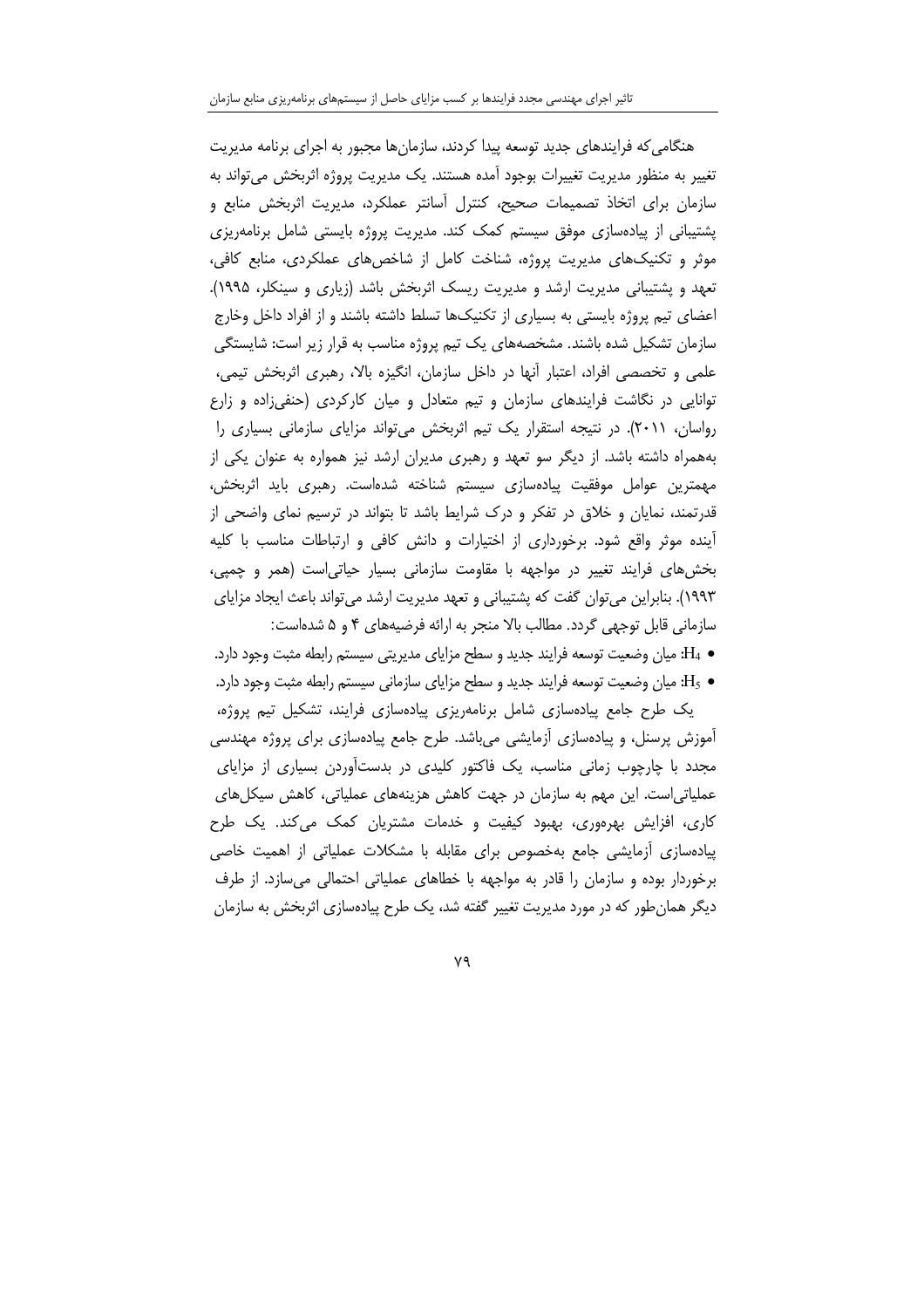هنگامی‌که فرایندهای جدید توسعه پیدا کردند، سازمان‌ها مجبور به اجرای برنامه مدیریت تغییر به منظور مدیریت تغییرات بوجود آمده هستند. یک مدیریت پروژه اثربخش می‌تواند به سازمان برای اتخاذ تصمیمات صحیح، کنترل آستانه عملکرد، مدیریت اثربخش منابع و پشتیبانی از پیاده‌سازی موفق سیستم کمک کند. مدیریت پروژه بایستی شامل برنامه‌ریزی موثر و تکنیک‌های مدیریت پروژه، شناخت کامل از شاخص‌های عملکردی، منابع کافی، تعهد و پشتیبانی مدیریت ارشد و مدیریت ریسک اثربخش باشد (زیاری و سینکلر، ۱۹۹۵). اعضای تیم پروژه بایستی به بسیاری از تکنیک‌ها تسلط داشته باشند و از افراد داخل وخارج سازمان تشکیل شده باشند. مشخصه‌های یک تیم پروژه مناسب به قرار زیر است: شایستگی علمی و تخصصی افراد، اعتبار آنها در داخل سازمان، انگیزه بالا، رهبری اثربخش تیمی، توانایی در نگاشت فرایندهای سازمان و تیم متعادل و میان کارکردی (حنفی‌زاده و زارع رواسان، ۲۰۱۱). در نتیجه استقرار یک تیم اثربخش می‌تواند مزایای سازمانی بسیاری را به‌همراه داشته باشد. از دیگر سو تعهد و رهبری مدیران ارشد نیز همواره به عنوان یکی از مهمترین عوامل موفقیت پیاده‌سازی سیستم شناخته شده‌است. رهبری باید اثربخش، قدرتمند، نمایان و خلاق در تفکر و درک شرایط باشد تا بتواند در ترسیم نمای واضحی از آینده موثر واقع شود. برخورداری از اختیارات و دانش کافی و ارتباطات مناسب با کلیه بخش‌های فرایند تغییر در مواجهه با مقاومت سازمانی بسیار حیاتی‌است (همر و چمپی، ۱۹۹۳). بنابراین می‌توان گفت که پشتیبانی و تعهد مدیریت ارشد می‌تواند باعث ایجاد مزایای سازمانی قابل توجهی گردد. مطالب بالا منجر به ارائه فرضیه‌های ۴ و ۵ شده‌است:

- $H_4$: میان وضعیت توسعه فرایند جدید و سطح مزایای مدیریتی سیستم رابطه مثبت وجود دارد.
- $H_5$: میان وضعیت توسعه فرایند جدید و سطح مزایای سازمانی سیستم رابطه مثبت وجود دارد.

یک طرح جامع پیاده‌سازی شامل برنامه‌ریزی پیاده‌سازی فرایند، تشکیل تیم پروژه، آموزش پرسنل، و پیاده‌سازی آزمایشی می‌باشد. طرح جامع پیاده‌سازی برای پروژه مهندسی مجدد با چارچوب زمانی مناسب، یک فاکتور کلیدی در بدست‌آوردن بسیاری از مزایای عملیاتی‌است. این مهم به سازمان در جهت کاهش هزینه‌های عملیاتی، کاهش سیکل‌های کاری، افزایش بهره‌وری، بهبود کیفیت و خدمات مشتریان کمک می‌کند. یک طرح پیاده‌سازی آزمایشی جامع به‌خصوص برای مقابله با مشکلات عملیاتی از اهمیت خاصی برخوردار بوده و سازمان را قادر به مواجهه با خطاهای عملیاتی احتمالی می‌سازد. از طرف دیگر همان‌طور که در مورد مدیریت تغییر گفته شد، یک طرح پیاده‌سازی اثربخش به سازمان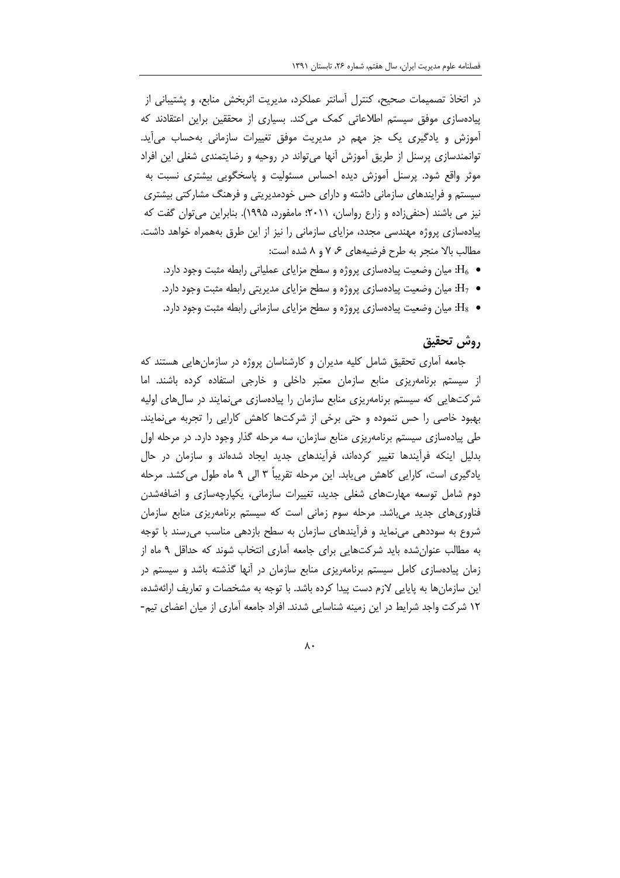در اتخاذ تصمیمات صحیح، کنترل آسانتر عملکرد، مدیریت اثربخش منابع، و پشتیبانی از پیاده‌سازی موفق سیستم اطلاعاتی کمک می‌کند. بسیاری از محققین براین اعتقادند که آموزش و یادگیری یک جز مهم در مدیریت موفق تغییرات سازمانی به‌حساب می‌آید. توانمندسازی پرسنل از طریق آموزش آنها می‌تواند در روحیه و رضایتمندی شغلی این افراد موثر واقع شود. پرسنل آموزش دیده احساس مسئولیت و پاسخگویی بیشتری نسبت به سیستم و فرایندهای سازمانی داشته و دارای حس خودمدیریتی و فرهنگ مشارکتی بیشتری نیز می باشند (حنفی‌زاده و زارع رواسان، ۲۰۱۱؛ مامفورد، ۱۹۹۵). بنابراین می‌توان گفت که پیاده‌سازی پروژه مهندسی مجدد، مزایای سازمانی را نیز از این طرق به‌همراه خواهد داشت. مطالب بالا منجر به طرح فرضیه‌های ۶، ۷ و ۸ شده است:

- $H_6$: میان وضعیت پیاده‌سازی پروژه و سطح مزایای عملیاتی رابطه مثبت وجود دارد.
- $H_7$: میان وضعیت پیاده‌سازی پروژه و سطح مزایای مدیریتی رابطه مثبت وجود دارد.
- $H_8$: میان وضعیت پیاده‌سازی پروژه و سطح مزایای سازمانی رابطه مثبت وجود دارد.

## روش تحقیق

جامعه آماری تحقیق شامل کلیه مدیران و کارشناسان پروژه در سازمان‌هایی هستند که از سیستم برنامه‌ریزی منابع سازمان معتبر داخلی و خارجی استفاده کرده باشند. اما شرکت‌هایی که سیستم برنامه‌ریزی منابع سازمان را پیاده‌سازی می‌نمایند در سال‌های اولیه بهبود خاصی را حس ننموده و حتی برخی از شرکت‌ها کاهش کارایی را تجربه می‌نمایند. طی پیاده‌سازی سیستم برنامه‌ریزی منابع سازمان، سه مرحله گذار وجود دارد. در مرحله اول بدلیل اینکه فرآیندها تغییر کرده‌اند، فرآیندهای جدید ایجاد شده‌اند و سازمان در حال یادگیری است، کارایی کاهش می‌یابد. این مرحله تقریباً ۳ الی ۹ ماه طول می‌کشد. مرحله دوم شامل توسعه مهارت‌های شغلی جدید، تغییرات سازمانی، یکپارچه‌سازی و اضافه‌شدن فناوری‌های جدید می‌باشد. مرحله سوم زمانی است که سیستم برنامه‌ریزی منابع سازمان شروع به سوددهی می‌نماید و فرآیندهای سازمان به سطح بازدهی مناسب می‌رسند با توجه به مطالب عنوان‌شده باید شرکت‌هایی برای جامعه آماری انتخاب شوند که حداقل ۹ ماه از زمان پیاده‌سازی کامل سیستم برنامه‌ریزی منابع سازمان در آنها گذشته باشد و سیستم در این سازمان‌ها به پایایی لازم دست پیدا کرده باشد. با توجه به مشخصات و تعاریف ارائه‌شده، ۱۲ شرکت واجد شرایط در این زمینه شناسایی شدند. افراد جامعه آماری از میان اعضای تیم-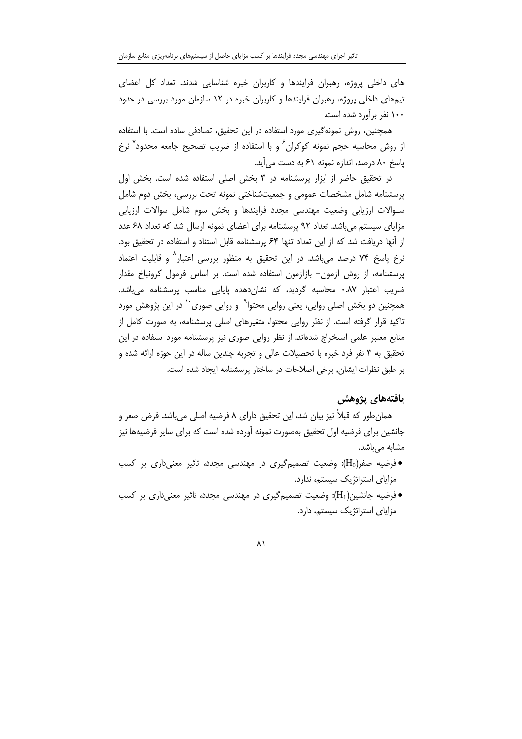های داخلی پروژه، رهبران فرایندها و کاربران خبره شناسایی شدند. تعداد کل اعضای تیم‌های داخلی پروژه، رهبران فرایندها و کاربران خبره در ۱۲ سازمان مورد بررسی در حدود ۱۰۰ نفر برآورد شده است.

همچنین، روش نمونه‌گیری مورد استفاده در این تحقیق، تصادفی ساده است. با استفاده از روش محاسبه حجم نمونه کوکران[6] و با استفاده از ضریب تصحیح جامعه محدود[7] نرخ پاسخ ۸۰ درصد، اندازه نمونه ۶۱ به دست می‌آید.

در تحقیق حاضر از ابزار پرسشنامه در ۳ بخش اصلی استفاده شده است. بخش اول پرسشنامه شامل مشخصات عمومی و جمعیت‌شناختی نمونه تحت بررسی، بخش دوم شامل سوالات ارزیابی وضعیت مهندسی مجدد فرایندها و بخش سوم شامل سوالات ارزیابی مزایای سیستم می‌باشد. تعداد ۹۲ پرسشنامه برای اعضای نمونه ارسال شد که تعداد ۶۸ عدد از آنها دریافت شد که از این تعداد تنها ۶۴ پرسشنامه قابل استناد و استفاده در تحقیق بود. نرخ پاسخ ۷۴ درصد می‌باشد. در این تحقیق به منظور بررسی اعتبار[8] و قابلیت اعتماد پرسشنامه، از روش آزمون- بازآزمون استفاده شده است. بر اساس فرمول کرونباخ مقدار ضریب اعتبار ۰.۸۷ محاسبه گردید، که نشان‌دهده پایایی مناسب پرسشنامه می‌باشد. همچنین دو بخش اصلی روایی، یعنی روایی محتوا[9] و روایی صوری[10] در این پژوهش مورد تاکید قرار گرفته است. از نظر روایی محتوا، متغیرهای اصلی پرسشنامه، به صورت کامل از منابع معتبر علمی استخراج شده‌اند. از نظر روایی صوری نیز پرسشنامه مورد استفاده در این تحقیق به ۳ نفر فرد خبره با تحصیلات عالی و تجربه چندین ساله در این حوزه ارائه شده و بر طبق نظرات ایشان, برخی اصلاحات در ساختار پرسشنامه ایجاد شده است.

## یافته‌های پژوهش

همان‌طور که قبلاً نیز بیان شد، این تحقیق دارای ۸ فرضیه اصلی می‌باشد. فرض صفر و جانشین برای فرضیه اول تحقیق به‌صورت نمونه آورده شده است که برای سایر فرضیه‌ها نیز مشابه می‌باشد.

- فرضیه صفر($H_0$): وضعیت تصمیم‌گیری در مهندسی مجدد، تاثیر معنی‌داری بر کسب مزایای استراتژیک سیستم، ندارد.
- فرضیه جانشین($H_1$): وضعیت تصمیم‌گیری در مهندسی مجدد، تاثیر معنی‌داری بر کسب مزایای استراتژیک سیستم، دارد.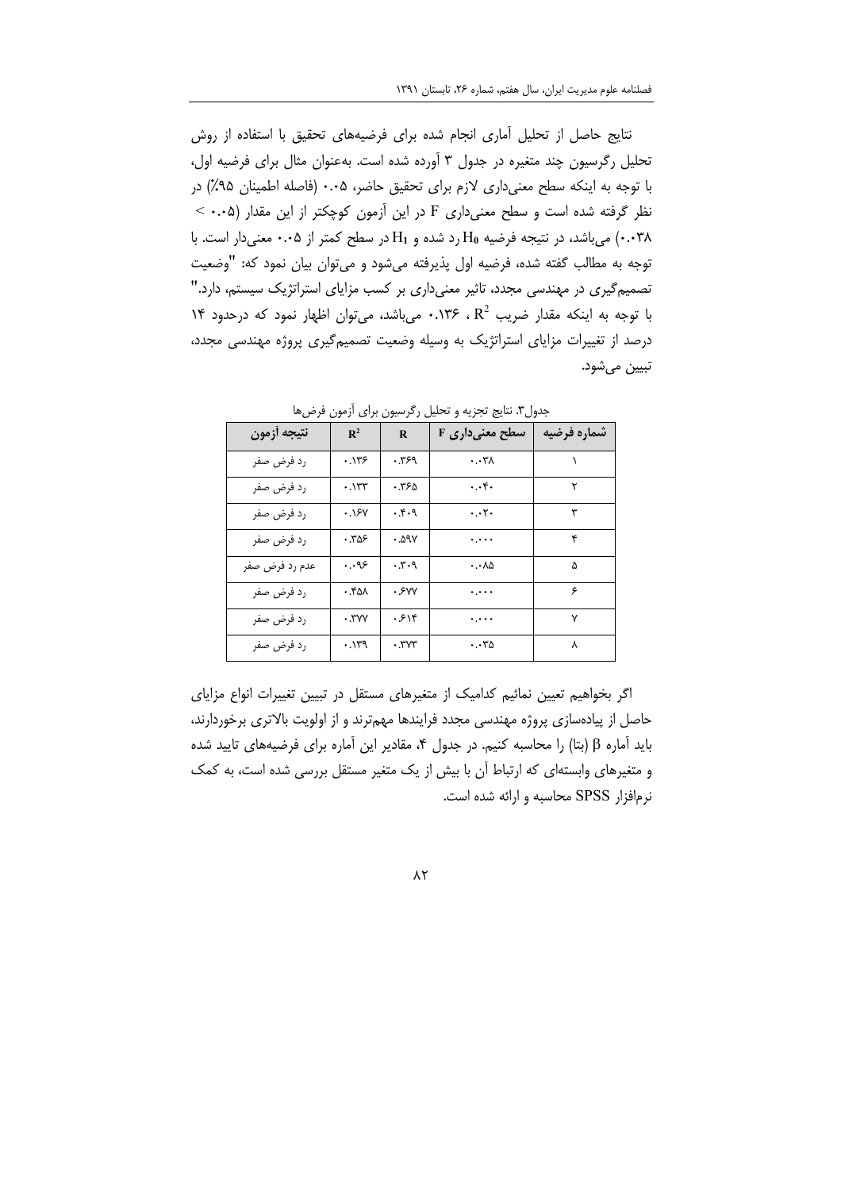نتایج حاصل از تحلیل آماری انجام شده برای فرضیههای تحقیق با استفاده از روش تحلیل رگرسیون چند متغیره در جدول ۳ آورده شده است. به‌عنوان مثال برای فرضیه اول، با توجه به اینکه سطح معنی‌داری لازم برای تحقیق حاضر، ۰.۰۵ (فاصله اطمینان ۹۵٪) در نظر گرفته شده است و سطح معنی‌داری F در این آزمون کوچکتر از این مقدار (۰.۰۵ > ۰.۰۳۸) می‌باشد، در نتیجه فرضیه $H_0$ رد شده و $H_1$ در سطح کمتر از ۰.۰۵ معنی‌دار است. با توجه به مطالب گفته شده، فرضیه اول پذیرفته می‌شود و می‌توان بیان نمود که: "وضعیت تصمیم‌گیری در مهندسی مجدد، تاثیر معنی‌داری بر کسب مزایای استراتژیک سیستم، دارد." با توجه به اینکه مقدار ضریب $R^2$ ، ۰.۱۳۶ می‌باشد، می‌توان اظهار نمود که درحدود ۱۴ درصد از تغییرات مزایای استراتژیک به وسیله وضعیت تصمیم‌گیری پروژه مهندسی مجدد، تبیین می‌شود.

جدول۳. نتایج تجزیه و تحلیل رگرسیون برای آزمون فرض‌ها

| شماره فرضیه | سطح معنی‌داری F | R | $R^2$ | نتیجه آزمون |
|---|---|---|---|---|
| ۱ | ۰.۰۳۸ | ۰.۳۶۹ | ۰.۱۳۶ | رد فرض صفر |
| ۲ | ۰.۰۴۰ | ۰.۳۶۵ | ۰.۱۳۳ | رد فرض صفر |
| ۳ | ۰.۰۲۰ | ۰.۴۰۹ | ۰.۱۶۷ | رد فرض صفر |
| ۴ | ۰.۰۰۰ | ۰.۵۹۷ | ۰.۳۵۶ | رد فرض صفر |
| ۵ | ۰.۰۸۵ | ۰.۳۰۹ | ۰.۰۹۶ | عدم رد فرض صفر |
| ۶ | ۰.۰۰۰ | ۰.۶۷۷ | ۰.۴۵۸ | رد فرض صفر |
| ۷ | ۰.۰۰۰ | ۰.۶۱۴ | ۰.۳۷۷ | رد فرض صفر |
| ۸ | ۰.۰۳۵ | ۰.۳۷۳ | ۰.۱۳۹ | رد فرض صفر |

اگر بخواهیم تعیین نمائیم کدامیک از متغیرهای مستقل در تبیین تغییرات انواع مزایای حاصل از پیاده‌سازی پروژه مهندسی مجدد فرایندها مهم‌ترند و از اولویت بالاتری برخوردارند، باید آماره $\beta$ (بتا) را محاسبه کنیم. در جدول ۴، مقادیر این آماره برای فرضیه‌های تایید شده و متغیرهای وابسته‌ای که ارتباط آن با بیش از یک متغیر مستقل بررسی شده است، به کمک نرم‌افزار SPSS محاسبه و ارائه شده است.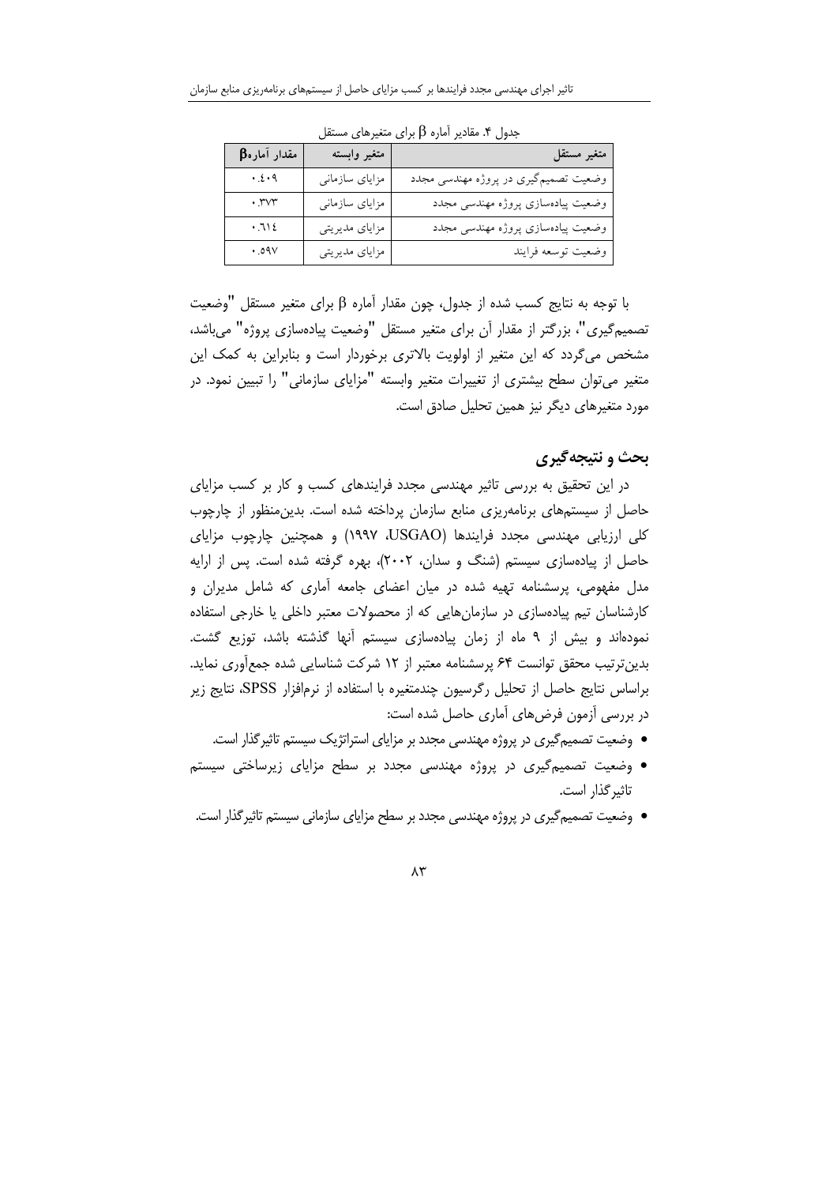جدول ۴. مقادیر آماره β برای متغیرهای مستقل

| متغیر مستقل | متغیر وابسته | مقدار آماره β |
| --- | --- | --- |
| وضعیت تصمیم‌گیری در پروژه مهندسی مجدد | مزایای سازمانی | ۰.۴۰۹ |
| وضعیت پیاده‌سازی پروژه مهندسی مجدد | مزایای سازمانی | ۰.۳۷۳ |
| وضعیت پیاده‌سازی پروژه مهندسی مجدد | مزایای مدیریتی | ۰.۶۱۴ |
| وضعیت توسعه فرایند | مزایای مدیریتی | ۰.۵۹۷ |

با توجه به نتایج کسب شده از جدول، چون مقدار آماره β برای متغیر مستقل "وضعیت تصمیم‌گیری"، بزرگتر از مقدار آن برای متغیر مستقل "وضعیت پیاده‌سازی پروژه" می‌باشد، مشخص می‌گردد که این متغیر از اولویت بالاتری برخوردار است و بنابراین به کمک این متغیر می‌توان سطح بیشتری از تغییرات متغیر وابسته "مزایای سازمانی" را تبیین نمود. در مورد متغیرهای دیگر نیز همین تحلیل صادق است.

## بحث و نتیجه‌گیری

در این تحقیق به بررسی تاثیر مهندسی مجدد فرایندهای کسب و کار بر کسب مزایای حاصل از سیستم‌های برنامه‌ریزی منابع سازمان پرداخته شده است. بدین‌منظور از چارچوب کلی ارزیابی مهندسی مجدد فرایندها (USGAO، ۱۹۹۷) و همچنین چارچوب مزایای حاصل از پیاده‌سازی سیستم (شنگ و سدان، ۲۰۰۲)، بهره گرفته شده است. پس از ارایه مدل مفهومی، پرسشنامه تهیه شده در میان اعضای جامعه آماری که شامل مدیران و کارشناسان تیم پیاده‌سازی در سازمان‌هایی که از محصولات معتبر داخلی یا خارجی استفاده نموده‌اند و بیش از ۹ ماه از زمان پیاده‌سازی سیستم آنها گذشته باشد، توزیع گشت. بدین‌ترتیب محقق توانست ۶۴ پرسشنامه معتبر از ۱۲ شرکت شناسایی شده جمع‌آوری نماید. براساس نتایج حاصل از تحلیل رگرسیون چندمتغیره با استفاده از نرم‌افزار SPSS، نتایج زیر در بررسی آزمون فرض‌های آماری حاصل شده است:

- وضعیت تصمیم‌گیری در پروژه مهندسی مجدد بر مزایای استراتژیک سیستم تاثیرگذار است.
- وضعیت تصمیم‌گیری در پروژه مهندسی مجدد بر سطح مزایای زیرساختی سیستم تاثیرگذار است.
- وضعیت تصمیم‌گیری در پروژه مهندسی مجدد بر سطح مزایای سازمانی سیستم تاثیرگذار است.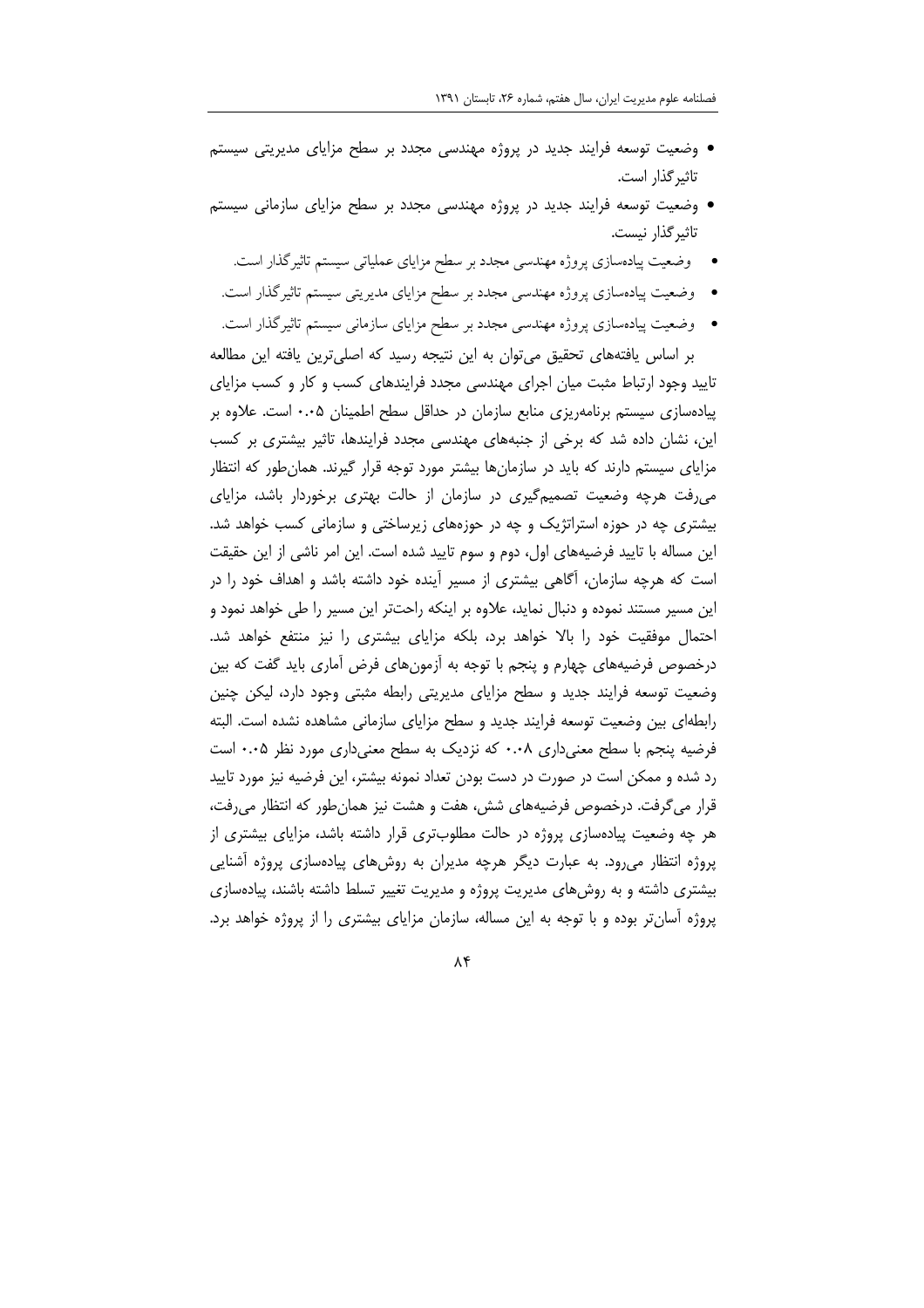- وضعیت توسعه فرایند جدید در پروژه مهندسی مجدد بر سطح مزایای مدیریتی سیستم تاثیرگذار است.
- وضعیت توسعه فرایند جدید در پروژه مهندسی مجدد بر سطح مزایای سازمانی سیستم تاثیرگذار نیست.
- وضعیت پیاده‌سازی پروژه مهندسی مجدد بر سطح مزایای عملیاتی سیستم تاثیرگذار است.
- وضعیت پیاده‌سازی پروژه مهندسی مجدد بر سطح مزایای مدیریتی سیستم تاثیرگذار است.
- وضعیت پیاده‌سازی پروژه مهندسی مجدد بر سطح مزایای سازمانی سیستم تاثیرگذار است.

بر اساس یافته‌های تحقیق می‌توان به این نتیجه رسید که اصلی‌ترین یافته این مطالعه تایید وجود ارتباط مثبت میان اجرای مهندسی مجدد فرایندهای کسب و کار و کسب مزایای پیاده‌سازی سیستم برنامه‌ریزی منابع سازمان در حداقل سطح اطمینان ۰.۰۵ است. علاوه بر این، نشان داده شد که برخی از جنبه‌های مهندسی مجدد فرایندها، تاثیر بیشتری بر کسب مزایای سیستم دارند که باید در سازمان‌ها بیشتر مورد توجه قرار گیرند. همان‌طور که انتظار می‌رفت هرچه وضعیت تصمیم‌گیری در سازمان از حالت بهتری برخوردار باشد، مزایای بیشتری چه در حوزه استراتژیک و چه در حوزه‌های زیرساختی و سازمانی کسب خواهد شد. این مساله با تایید فرضیه‌های اول، دوم و سوم تایید شده است. این امر ناشی از این حقیقت است که هرچه سازمان، آگاهی بیشتری از مسیر آینده خود داشته باشد و اهداف خود را در این مسیر مستند نموده و دنبال نماید، علاوه بر اینکه راحت‌تر این مسیر را طی خواهد نمود و احتمال موفقیت خود را بالا خواهد برد، بلکه مزایای بیشتری را نیز منتفع خواهد شد. درخصوص فرضیه‌های چهارم و پنجم با توجه به آزمون‌های فرض آماری باید گفت که بین وضعیت توسعه فرایند جدید و سطح مزایای مدیریتی رابطه مثبتی وجود دارد، لیکن چنین رابطه‌ای بین وضعیت توسعه فرایند جدید و سطح مزایای سازمانی مشاهده نشده است. البته فرضیه پنجم با سطح معنی‌داری ۰.۰۸ که نزدیک به سطح معنی‌داری مورد نظر ۰.۰۵ است رد شده و ممکن است در صورت در دست بودن تعداد نمونه بیشتر، این فرضیه نیز مورد تایید قرار می‌گرفت. درخصوص فرضیه‌های شش، هفت و هشت نیز همان‌طور که انتظار می‌رفت، هر چه وضعیت پیاده‌سازی پروژه در حالت مطلوب‌تری قرار داشته باشد، مزایای بیشتری از پروژه انتظار می‌رود. به عبارت دیگر هرچه مدیران به روش‌های پیاده‌سازی پروژه آشنایی بیشتری داشته و به روش‌های مدیریت پروژه و مدیریت تغییر تسلط داشته باشند، پیاده‌سازی پروژه آسان‌تر بوده و با توجه به این مساله، سازمان مزایای بیشتری را از پروژه خواهد برد.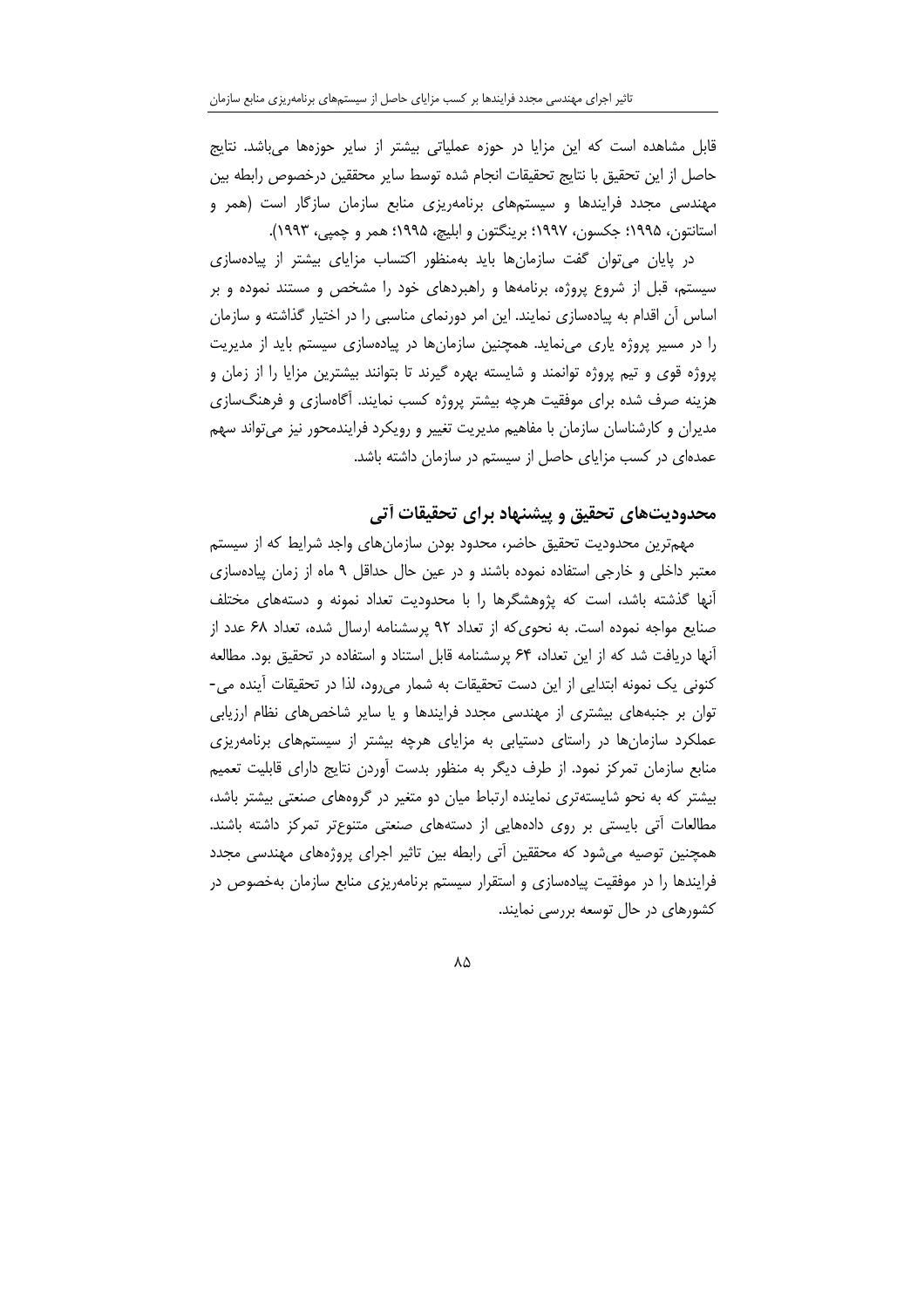قابل مشاهده است که این مزایا در حوزه عملیاتی بیشتر از سایر حوزه‌ها می‌باشد. نتایج حاصل از این تحقیق با نتایج تحقیقات انجام شده توسط سایر محققین درخصوص رابطه بین مهندسی مجدد فرایندها و سیستم‌های برنامه‌ریزی منابع سازمان سازگار است (همر و استانتون، ۱۹۹۵؛ جکسون، ۱۹۹۷؛ برینگتون و ابلیچ، ۱۹۹۵؛ همر و چمپی، ۱۹۹۳).

در پایان می‌توان گفت سازمان‌ها باید به‌منظور اکتساب مزایای بیشتر از پیاده‌سازی سیستم، قبل از شروع پروژه، برنامه‌ها و راهبردهای خود را مشخص و مستند نموده و بر اساس آن اقدام به پیاده‌سازی نمایند. این امر دورنمای مناسبی را در اختیار گذاشته و سازمان را در مسیر پروژه یاری می‌نماید. همچنین سازمان‌ها در پیاده‌سازی سیستم باید از مدیریت پروژه قوی و تیم پروژه توانمند و شایسته بهره گیرند تا بتوانند بیشترین مزایا را از زمان و هزینه صرف شده برای موفقیت هرچه بیشتر پروژه کسب نمایند. آگاه‌سازی و فرهنگ‌سازی مدیران و کارشناسان سازمان با مفاهیم مدیریت تغییر و رویکرد فرایندمحور نیز می‌تواند سهم عمده‌ای در کسب مزایای حاصل از سیستم در سازمان داشته باشد.

## محدودیت‌های تحقیق و پیشنهاد برای تحقیقات آتی

مهم‌ترین محدودیت تحقیق حاضر، محدود بودن سازمان‌های واجد شرایط که از سیستم معتبر داخلی و خارجی استفاده نموده باشند و در عین حال حداقل ۹ ماه از زمان پیاده‌سازی آنها گذشته باشد، است که پژوهشگرها را با محدودیت تعداد نمونه و دسته‌های مختلف صنایع مواجه نموده است. به نحوی‌که از تعداد ۹۲ پرسشنامه ارسال شده، تعداد ۶۸ عدد از آنها دریافت شد که از این تعداد، ۶۴ پرسشنامه قابل استناد و استفاده در تحقیق بود. مطالعه کنونی یک نمونه ابتدایی از این دست تحقیقات به شمار می‌رود، لذا در تحقیقات آینده می‌توان بر جنبه‌های بیشتری از مهندسی مجدد فرایندها و یا سایر شاخص‌های نظام ارزیابی عملکرد سازمان‌ها در راستای دستیابی به مزایای هرچه بیشتر از سیستم‌های برنامه‌ریزی منابع سازمان تمرکز نمود. از طرف دیگر به منظور بدست آوردن نتایج دارای قابلیت تعمیم بیشتر که به نحو شایسته‌تری نماینده ارتباط میان دو متغیر در گروه‌های صنعتی بیشتر باشد، مطالعات آتی بایستی بر روی داده‌هایی از دسته‌های صنعتی متنوع‌تر تمرکز داشته باشند. همچنین توصیه می‌شود که محققین آتی رابطه بین تاثیر اجرای پروژه‌های مهندسی مجدد فرایندها را در موفقیت پیاده‌سازی و استقرار سیستم برنامه‌ریزی منابع سازمان به‌خصوص در کشورهای در حال توسعه بررسی نمایند.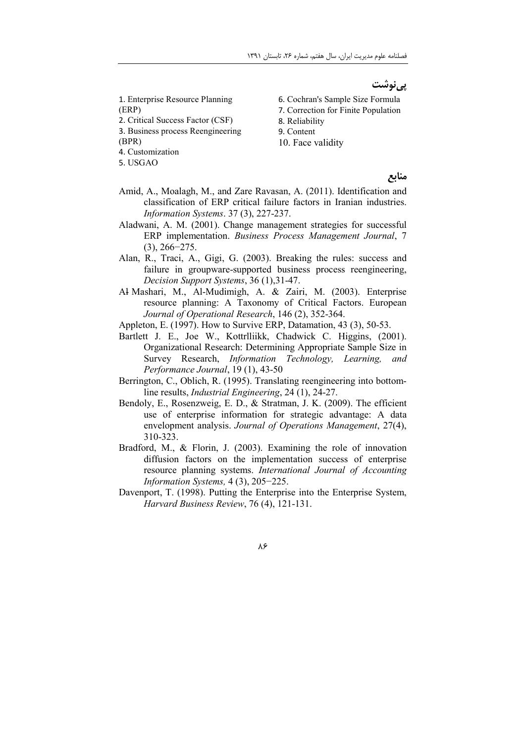## پی‌نوشت

1. Enterprise Resource Planning (ERP)
2. Critical Success Factor (CSF)
3. Business process Reengineering (BPR)
4. Customization
5. USGAO
6. Cochran's Sample Size Formula
7. Correction for Finite Population
8. Reliability
9. Content
10. Face validity

## منابع

Amid, A., Moalagh, M., and Zare Ravasan, A. (2011). Identification and classification of ERP critical failure factors in Iranian industries. *Information Systems*. 37 (3), 227-237.

Aladwani, A. M. (2001). Change management strategies for successful ERP implementation. *Business Process Management Journal*, 7 (3), 266−275.

Alan, R., Traci, A., Gigi, G. (2003). Breaking the rules: success and failure in groupware-supported business process reengineering, *Decision Support Systems*, 36 (1),31-47.

Ał Mashari, M., Al-Mudimigh, A. & Zairi, M. (2003). Enterprise resource planning: A Taxonomy of Critical Factors. European *Journal of Operational Research*, 146 (2), 352-364.

Appleton, E. (1997). How to Survive ERP, Datamation, 43 (3), 50-53.

Bartlett J. E., Joe W., Kottrlliikk, Chadwick C. Higgins, (2001). Organizational Research: Determining Appropriate Sample Size in Survey Research, *Information Technology, Learning, and Performance Journal*, 19 (1), 43-50

Berrington, C., Oblich, R. (1995). Translating reengineering into bottom-line results, *Industrial Engineering*, 24 (1), 24-27.

Bendoly, E., Rosenzweig, E. D., & Stratman, J. K. (2009). The efficient use of enterprise information for strategic advantage: A data envelopment analysis. *Journal of Operations Management*, 27(4), 310-323.

Bradford, M., & Florin, J. (2003). Examining the role of innovation diffusion factors on the implementation success of enterprise resource planning systems. *International Journal of Accounting Information Systems,* 4 (3), 205−225.

Davenport, T. (1998). Putting the Enterprise into the Enterprise System, *Harvard Business Review*, 76 (4), 121-131.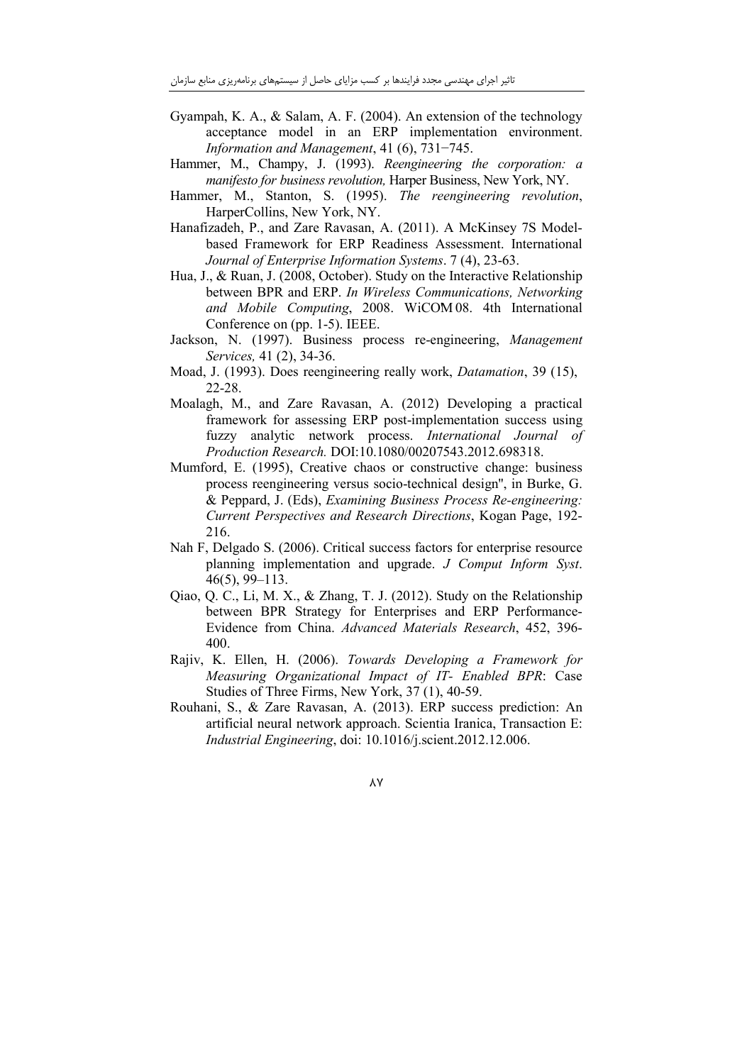Gyampah, K. A., & Salam, A. F. (2004). An extension of the technology acceptance model in an ERP implementation environment. *Information and Management*, 41 (6), 731−745.

Hammer, M., Champy, J. (1993). *Reengineering the corporation: a manifesto for business revolution,* Harper Business, New York, NY.

Hammer, M., Stanton, S. (1995). *The reengineering revolution*, HarperCollins, New York, NY.

Hanafizadeh, P., and Zare Ravasan, A. (2011). A McKinsey 7S Model-based Framework for ERP Readiness Assessment. International *Journal of Enterprise Information Systems*. 7 (4), 23-63.

Hua, J., & Ruan, J. (2008, October). Study on the Interactive Relationship between BPR and ERP. *In Wireless Communications, Networking and Mobile Computing*, 2008. WiCOM 08. 4th International Conference on (pp. 1-5). IEEE.

Jackson, N. (1997). Business process re-engineering, *Management Services,* 41 (2), 34-36.

Moad, J. (1993). Does reengineering really work, *Datamation*, 39 (15), 22-28.

Moalagh, M., and Zare Ravasan, A. (2012) Developing a practical framework for assessing ERP post-implementation success using fuzzy analytic network process. *International Journal of Production Research.* DOI:10.1080/00207543.2012.698318.

Mumford, E. (1995), Creative chaos or constructive change: business process reengineering versus socio-technical design", in Burke, G. & Peppard, J. (Eds), *Examining Business Process Re-engineering: Current Perspectives and Research Directions*, Kogan Page, 192-216.

Nah F, Delgado S. (2006). Critical success factors for enterprise resource planning implementation and upgrade. *J Comput Inform Syst*. 46(5), 99–113.

Qiao, Q. C., Li, M. X., & Zhang, T. J. (2012). Study on the Relationship between BPR Strategy for Enterprises and ERP Performance-Evidence from China. *Advanced Materials Research*, 452, 396-400.

Rajiv, K. Ellen, H. (2006). *Towards Developing a Framework for Measuring Organizational Impact of IT- Enabled BPR*: Case Studies of Three Firms, New York, 37 (1), 40-59.

Rouhani, S., & Zare Ravasan, A. (2013). ERP success prediction: An artificial neural network approach. Scientia Iranica, Transaction E: *Industrial Engineering*, doi: 10.1016/j.scient.2012.12.006.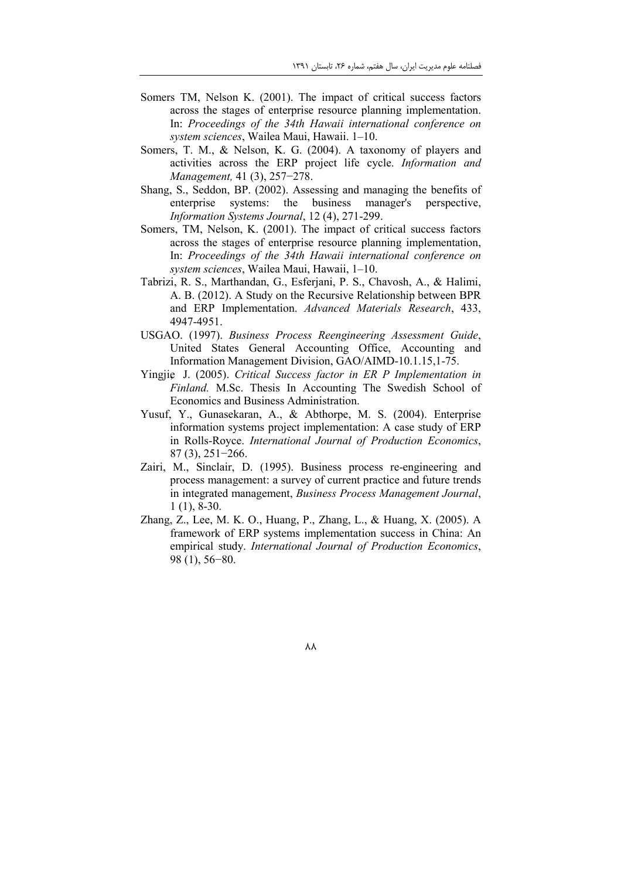Somers TM, Nelson K. (2001). The impact of critical success factors across the stages of enterprise resource planning implementation. In: *Proceedings of the 34th Hawaii international conference on system sciences*, Wailea Maui, Hawaii. 1–10.

Somers, T. M., & Nelson, K. G. (2004). A taxonomy of players and activities across the ERP project life cycle. *Information and Management,* 41 (3), 257−278.

Shang, S., Seddon, BP. (2002). Assessing and managing the benefits of enterprise systems: the business manager's perspective, *Information Systems Journal*, 12 (4), 271-299.

Somers, TM, Nelson, K. (2001). The impact of critical success factors across the stages of enterprise resource planning implementation, In: *Proceedings of the 34th Hawaii international conference on system sciences*, Wailea Maui, Hawaii, 1–10.

Tabrizi, R. S., Marthandan, G., Esferjani, P. S., Chavosh, A., & Halimi, A. B. (2012). A Study on the Recursive Relationship between BPR and ERP Implementation. *Advanced Materials Research*, 433, 4947-4951.

USGAO. (1997). *Business Process Reengineering Assessment Guide*, United States General Accounting Office, Accounting and Information Management Division, GAO/AIMD-10.1.15,1-75.

Yingjie J. (2005). *Critical Success factor in ER P Implementation in Finland.* M.Sc. Thesis In Accounting The Swedish School of Economics and Business Administration.

Yusuf, Y., Gunasekaran, A., & Abthorpe, M. S. (2004). Enterprise information systems project implementation: A case study of ERP in Rolls-Royce. *International Journal of Production Economics*, 87 (3), 251−266.

Zairi, M., Sinclair, D. (1995). Business process re-engineering and process management: a survey of current practice and future trends in integrated management, *Business Process Management Journal*, 1 (1), 8-30.

Zhang, Z., Lee, M. K. O., Huang, P., Zhang, L., & Huang, X. (2005). A framework of ERP systems implementation success in China: An empirical study. *International Journal of Production Economics*, 98 (1), 56−80.